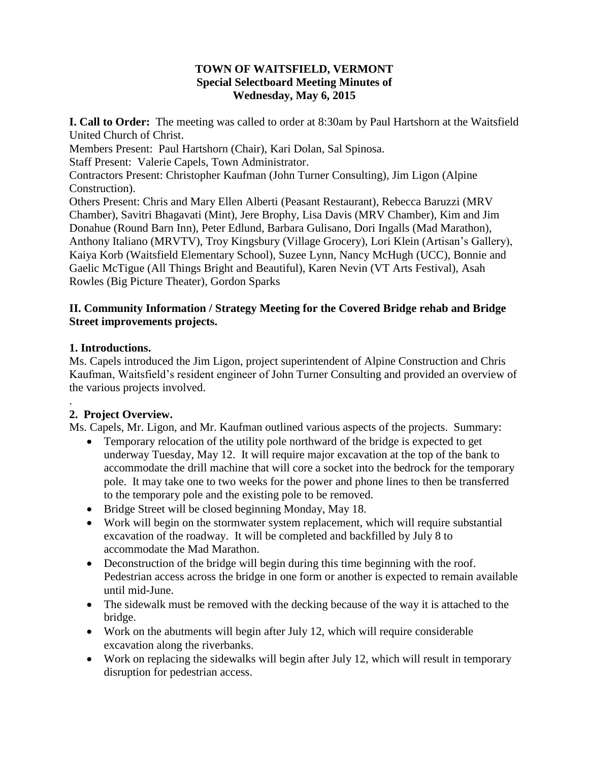**TOWN OF WAITSFIELD, VERMONT**
**Special Selectboard Meeting Minutes of**
**Wednesday, May 6, 2015**

**I. Call to Order:** The meeting was called to order at 8:30am by Paul Hartshorn at the Waitsfield United Church of Christ.

Members Present: Paul Hartshorn (Chair), Kari Dolan, Sal Spinosa.

Staff Present: Valerie Capels, Town Administrator.

Contractors Present: Christopher Kaufman (John Turner Consulting), Jim Ligon (Alpine Construction).

Others Present: Chris and Mary Ellen Alberti (Peasant Restaurant), Rebecca Baruzzi (MRV Chamber), Savitri Bhagavati (Mint), Jere Brophy, Lisa Davis (MRV Chamber), Kim and Jim Donahue (Round Barn Inn), Peter Edlund, Barbara Gulisano, Dori Ingalls (Mad Marathon), Anthony Italiano (MRVTV), Troy Kingsbury (Village Grocery), Lori Klein (Artisan's Gallery), Kaiya Korb (Waitsfield Elementary School), Suzee Lynn, Nancy McHugh (UCC), Bonnie and Gaelic McTigue (All Things Bright and Beautiful), Karen Nevin (VT Arts Festival), Asah Rowles (Big Picture Theater), Gordon Sparks

**II. Community Information / Strategy Meeting for the Covered Bridge rehab and Bridge Street improvements projects.**

**1. Introductions.**

Ms. Capels introduced the Jim Ligon, project superintendent of Alpine Construction and Chris Kaufman, Waitsfield's resident engineer of John Turner Consulting and provided an overview of the various projects involved.

.

**2. Project Overview.**

Ms. Capels, Mr. Ligon, and Mr. Kaufman outlined various aspects of the projects. Summary:

- Temporary relocation of the utility pole northward of the bridge is expected to get underway Tuesday, May 12. It will require major excavation at the top of the bank to accommodate the drill machine that will core a socket into the bedrock for the temporary pole. It may take one to two weeks for the power and phone lines to then be transferred to the temporary pole and the existing pole to be removed.
- Bridge Street will be closed beginning Monday, May 18.
- Work will begin on the stormwater system replacement, which will require substantial excavation of the roadway. It will be completed and backfilled by July 8 to accommodate the Mad Marathon.
- Deconstruction of the bridge will begin during this time beginning with the roof. Pedestrian access across the bridge in one form or another is expected to remain available until mid-June.
- The sidewalk must be removed with the decking because of the way it is attached to the bridge.
- Work on the abutments will begin after July 12, which will require considerable excavation along the riverbanks.
- Work on replacing the sidewalks will begin after July 12, which will result in temporary disruption for pedestrian access.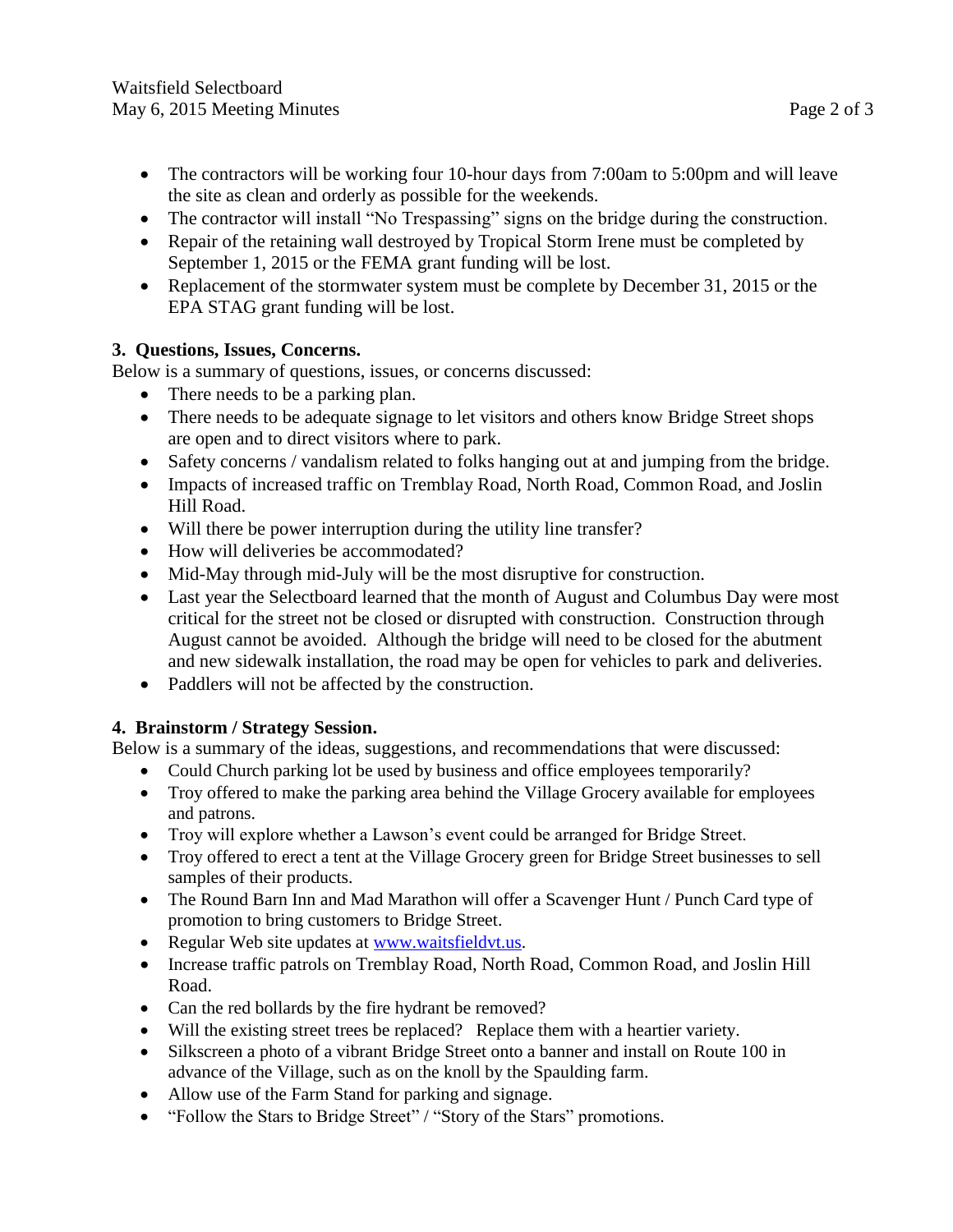- The contractors will be working four 10-hour days from 7:00am to 5:00pm and will leave the site as clean and orderly as possible for the weekends.
- The contractor will install "No Trespassing" signs on the bridge during the construction.
- Repair of the retaining wall destroyed by Tropical Storm Irene must be completed by September 1, 2015 or the FEMA grant funding will be lost.
- Replacement of the stormwater system must be complete by December 31, 2015 or the EPA STAG grant funding will be lost.

**3. Questions, Issues, Concerns.**

Below is a summary of questions, issues, or concerns discussed:

- There needs to be a parking plan.
- There needs to be adequate signage to let visitors and others know Bridge Street shops are open and to direct visitors where to park.
- Safety concerns / vandalism related to folks hanging out at and jumping from the bridge.
- Impacts of increased traffic on Tremblay Road, North Road, Common Road, and Joslin Hill Road.
- Will there be power interruption during the utility line transfer?
- How will deliveries be accommodated?
- Mid-May through mid-July will be the most disruptive for construction.
- Last year the Selectboard learned that the month of August and Columbus Day were most critical for the street not be closed or disrupted with construction. Construction through August cannot be avoided. Although the bridge will need to be closed for the abutment and new sidewalk installation, the road may be open for vehicles to park and deliveries.
- Paddlers will not be affected by the construction.

**4. Brainstorm / Strategy Session.**

Below is a summary of the ideas, suggestions, and recommendations that were discussed:

- Could Church parking lot be used by business and office employees temporarily?
- Troy offered to make the parking area behind the Village Grocery available for employees and patrons.
- Troy will explore whether a Lawson's event could be arranged for Bridge Street.
- Troy offered to erect a tent at the Village Grocery green for Bridge Street businesses to sell samples of their products.
- The Round Barn Inn and Mad Marathon will offer a Scavenger Hunt / Punch Card type of promotion to bring customers to Bridge Street.
- Regular Web site updates at [www.waitsfieldvt.us](http://www.waitsfieldvt.us).
- Increase traffic patrols on Tremblay Road, North Road, Common Road, and Joslin Hill Road.
- Can the red bollards by the fire hydrant be removed?
- Will the existing street trees be replaced? Replace them with a heartier variety.
- Silkscreen a photo of a vibrant Bridge Street onto a banner and install on Route 100 in advance of the Village, such as on the knoll by the Spaulding farm.
- Allow use of the Farm Stand for parking and signage.
- "Follow the Stars to Bridge Street" / "Story of the Stars" promotions.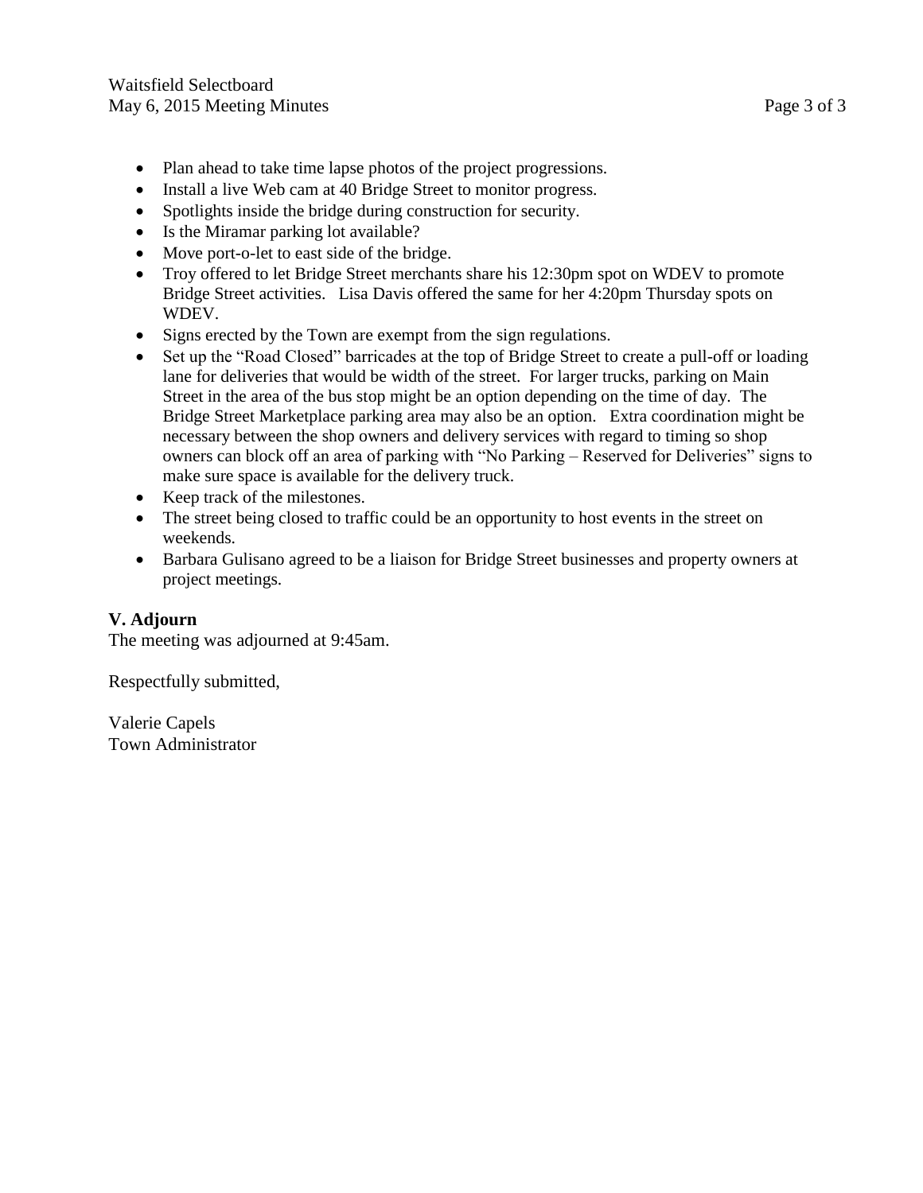- Plan ahead to take time lapse photos of the project progressions.
- Install a live Web cam at 40 Bridge Street to monitor progress.
- Spotlights inside the bridge during construction for security.
- Is the Miramar parking lot available?
- Move port-o-let to east side of the bridge.
- Troy offered to let Bridge Street merchants share his 12:30pm spot on WDEV to promote Bridge Street activities. Lisa Davis offered the same for her 4:20pm Thursday spots on WDEV.
- Signs erected by the Town are exempt from the sign regulations.
- Set up the "Road Closed" barricades at the top of Bridge Street to create a pull-off or loading lane for deliveries that would be width of the street. For larger trucks, parking on Main Street in the area of the bus stop might be an option depending on the time of day. The Bridge Street Marketplace parking area may also be an option. Extra coordination might be necessary between the shop owners and delivery services with regard to timing so shop owners can block off an area of parking with "No Parking – Reserved for Deliveries" signs to make sure space is available for the delivery truck.
- Keep track of the milestones.
- The street being closed to traffic could be an opportunity to host events in the street on weekends.
- Barbara Gulisano agreed to be a liaison for Bridge Street businesses and property owners at project meetings.

## V. Adjourn

The meeting was adjourned at 9:45am.

Respectfully submitted,

Valerie Capels
Town Administrator